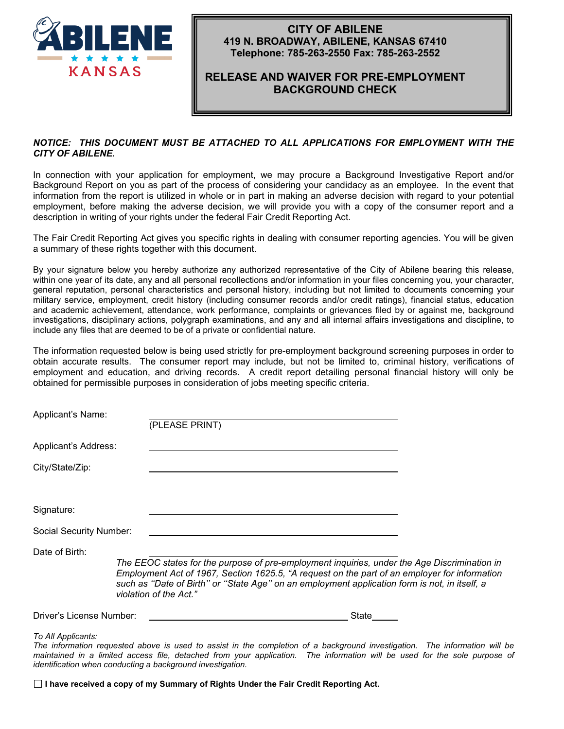ABILENE KANSAS

# CITY OF ABILENE

**419 N. BROADWAY, ABILENE, KANSAS 67410**
**Telephone: 785-263-2550 Fax: 785-263-2552**

## RELEASE AND WAIVER FOR PRE-EMPLOYMENT BACKGROUND CHECK

***NOTICE: THIS DOCUMENT MUST BE ATTACHED TO ALL APPLICATIONS FOR EMPLOYMENT WITH THE CITY OF ABILENE.***

In connection with your application for employment, we may procure a Background Investigative Report and/or Background Report on you as part of the process of considering your candidacy as an employee. In the event that information from the report is utilized in whole or in part in making an adverse decision with regard to your potential employment, before making the adverse decision, we will provide you with a copy of the consumer report and a description in writing of your rights under the federal Fair Credit Reporting Act.

The Fair Credit Reporting Act gives you specific rights in dealing with consumer reporting agencies. You will be given a summary of these rights together with this document.

By your signature below you hereby authorize any authorized representative of the City of Abilene bearing this release, within one year of its date, any and all personal recollections and/or information in your files concerning you, your character, general reputation, personal characteristics and personal history, including but not limited to documents concerning your military service, employment, credit history (including consumer records and/or credit ratings), financial status, education and academic achievement, attendance, work performance, complaints or grievances filed by or against me, background investigations, disciplinary actions, polygraph examinations, and any and all internal affairs investigations and discipline, to include any files that are deemed to be of a private or confidential nature.

The information requested below is being used strictly for pre-employment background screening purposes in order to obtain accurate results. The consumer report may include, but not be limited to, criminal history, verifications of employment and education, and driving records. A credit report detailing personal financial history will only be obtained for permissible purposes in consideration of jobs meeting specific criteria.

Applicant's Name: ______________________________
(PLEASE PRINT)

Applicant's Address: ______________________________

City/State/Zip: ______________________________

Signature: ______________________________

Social Security Number: ______________________________

Date of Birth: ______________________________

*The EEOC states for the purpose of pre-employment inquiries, under the Age Discrimination in Employment Act of 1967, Section 1625.5, "A request on the part of an employer for information such as "Date of Birth" or "State Age" on an employment application form is not, in itself, a violation of the Act."*

Driver's License Number: ______________________________ State______

*To All Applicants:*
*The information requested above is used to assist in the completion of a background investigation. The information will be maintained in a limited access file, detached from your application. The information will be used for the sole purpose of identification when conducting a background investigation.*

☐ **I have received a copy of my Summary of Rights Under the Fair Credit Reporting Act.**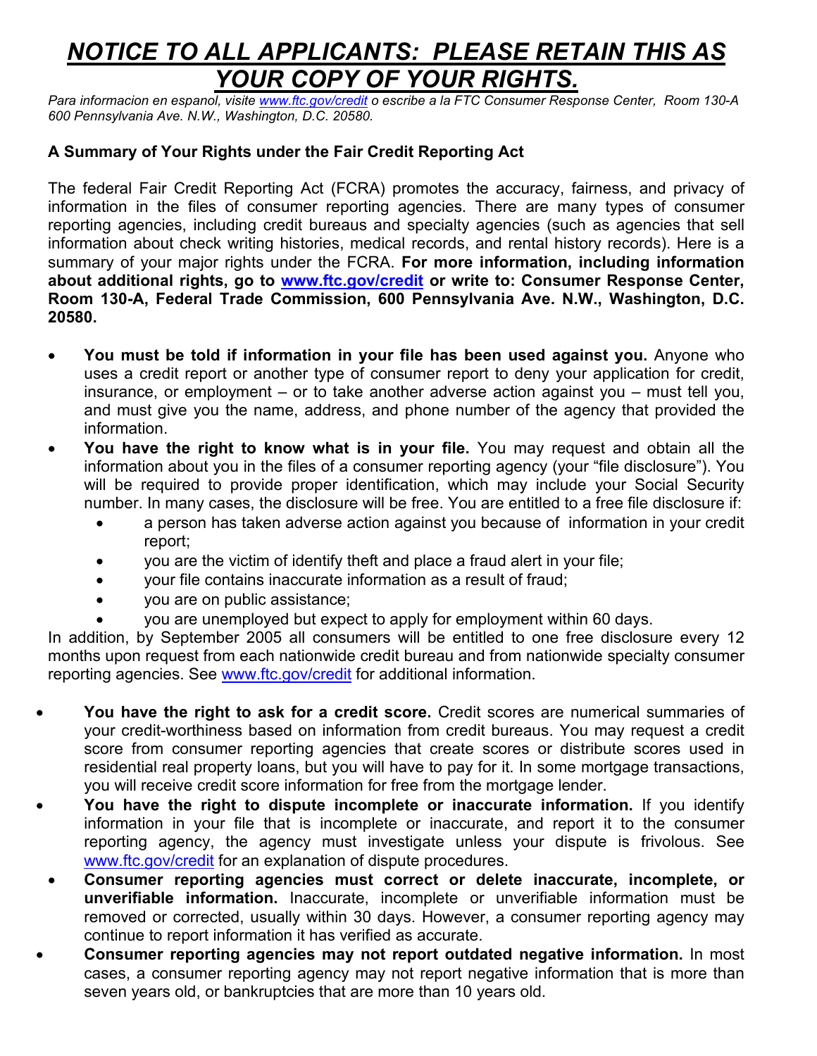# *NOTICE TO ALL APPLICANTS: PLEASE RETAIN THIS AS YOUR COPY OF YOUR RIGHTS.*

*Para informacion en espanol, visite www.ftc.gov/credit o escribe a la FTC Consumer Response Center, Room 130-A 600 Pennsylvania Ave. N.W., Washington, D.C. 20580.*

**A Summary of Your Rights under the Fair Credit Reporting Act**

The federal Fair Credit Reporting Act (FCRA) promotes the accuracy, fairness, and privacy of information in the files of consumer reporting agencies. There are many types of consumer reporting agencies, including credit bureaus and specialty agencies (such as agencies that sell information about check writing histories, medical records, and rental history records). Here is a summary of your major rights under the FCRA. **For more information, including information about additional rights, go to www.ftc.gov/credit or write to: Consumer Response Center, Room 130-A, Federal Trade Commission, 600 Pennsylvania Ave. N.W., Washington, D.C. 20580.**

- **You must be told if information in your file has been used against you.** Anyone who uses a credit report or another type of consumer report to deny your application for credit, insurance, or employment – or to take another adverse action against you – must tell you, and must give you the name, address, and phone number of the agency that provided the information.
- **You have the right to know what is in your file.** You may request and obtain all the information about you in the files of a consumer reporting agency (your "file disclosure"). You will be required to provide proper identification, which may include your Social Security number. In many cases, the disclosure will be free. You are entitled to a free file disclosure if:
  - a person has taken adverse action against you because of information in your credit report;
  - you are the victim of identify theft and place a fraud alert in your file;
  - your file contains inaccurate information as a result of fraud;
  - you are on public assistance;
  - you are unemployed but expect to apply for employment within 60 days.

In addition, by September 2005 all consumers will be entitled to one free disclosure every 12 months upon request from each nationwide credit bureau and from nationwide specialty consumer reporting agencies. See www.ftc.gov/credit for additional information.

- **You have the right to ask for a credit score.** Credit scores are numerical summaries of your credit-worthiness based on information from credit bureaus. You may request a credit score from consumer reporting agencies that create scores or distribute scores used in residential real property loans, but you will have to pay for it. In some mortgage transactions, you will receive credit score information for free from the mortgage lender.
- **You have the right to dispute incomplete or inaccurate information.** If you identify information in your file that is incomplete or inaccurate, and report it to the consumer reporting agency, the agency must investigate unless your dispute is frivolous. See www.ftc.gov/credit for an explanation of dispute procedures.
- **Consumer reporting agencies must correct or delete inaccurate, incomplete, or unverifiable information.** Inaccurate, incomplete or unverifiable information must be removed or corrected, usually within 30 days. However, a consumer reporting agency may continue to report information it has verified as accurate.
- **Consumer reporting agencies may not report outdated negative information.** In most cases, a consumer reporting agency may not report negative information that is more than seven years old, or bankruptcies that are more than 10 years old.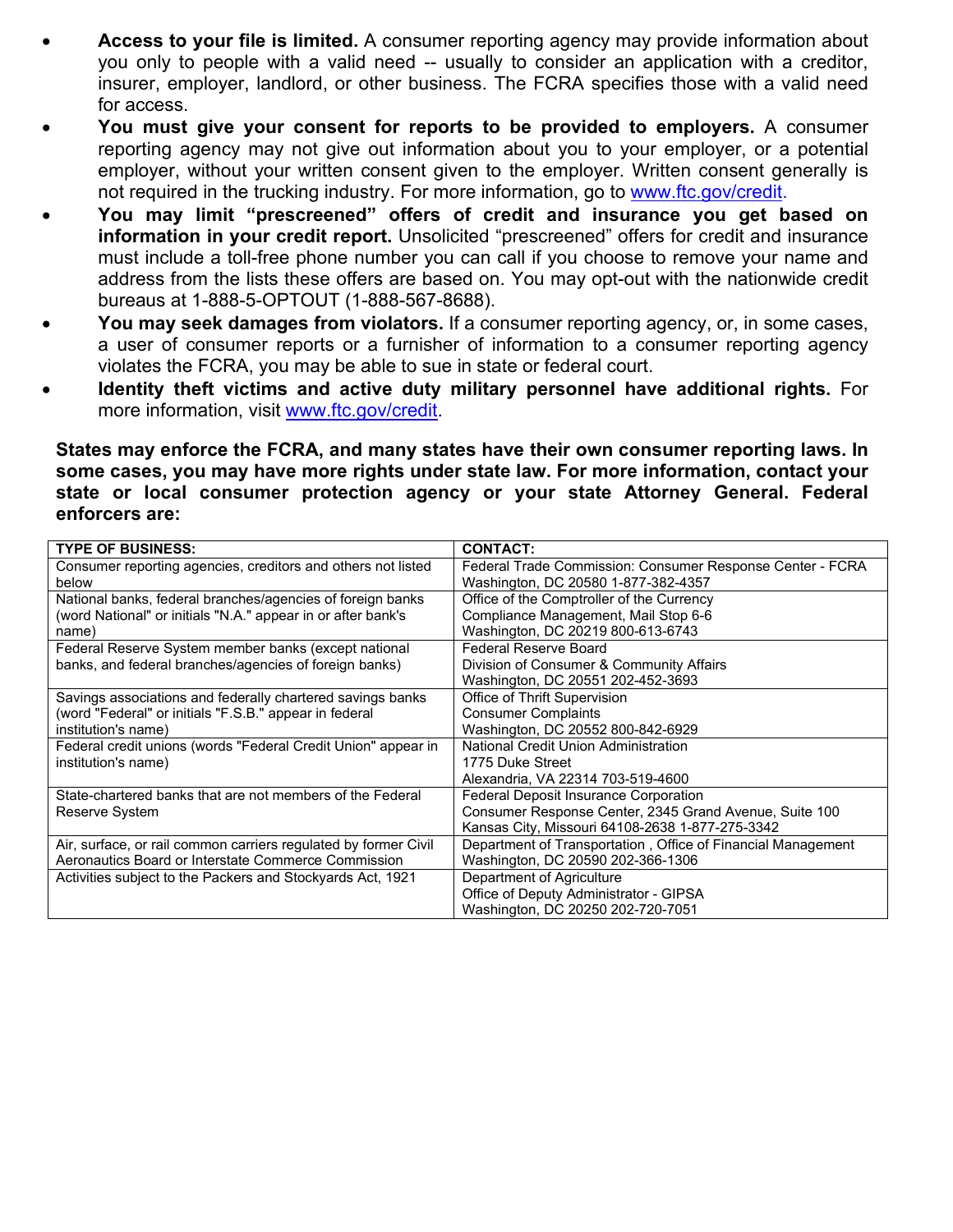- **Access to your file is limited.** A consumer reporting agency may provide information about you only to people with a valid need -- usually to consider an application with a creditor, insurer, employer, landlord, or other business. The FCRA specifies those with a valid need for access.
- **You must give your consent for reports to be provided to employers.** A consumer reporting agency may not give out information about you to your employer, or a potential employer, without your written consent given to the employer. Written consent generally is not required in the trucking industry. For more information, go to www.ftc.gov/credit.
- **You may limit "prescreened" offers of credit and insurance you get based on information in your credit report.** Unsolicited "prescreened" offers for credit and insurance must include a toll-free phone number you can call if you choose to remove your name and address from the lists these offers are based on. You may opt-out with the nationwide credit bureaus at 1-888-5-OPTOUT (1-888-567-8688).
- **You may seek damages from violators.** If a consumer reporting agency, or, in some cases, a user of consumer reports or a furnisher of information to a consumer reporting agency violates the FCRA, you may be able to sue in state or federal court.
- **Identity theft victims and active duty military personnel have additional rights.** For more information, visit www.ftc.gov/credit.

**States may enforce the FCRA, and many states have their own consumer reporting laws. In some cases, you may have more rights under state law. For more information, contact your state or local consumer protection agency or your state Attorney General. Federal enforcers are:**

| TYPE OF BUSINESS: | CONTACT: |
|---|---|
| Consumer reporting agencies, creditors and others not listed below | Federal Trade Commission: Consumer Response Center - FCRA<br>Washington, DC 20580 1-877-382-4357 |
| National banks, federal branches/agencies of foreign banks (word National" or initials "N.A." appear in or after bank's name) | Office of the Comptroller of the Currency<br>Compliance Management, Mail Stop 6-6<br>Washington, DC 20219 800-613-6743 |
| Federal Reserve System member banks (except national banks, and federal branches/agencies of foreign banks) | Federal Reserve Board<br>Division of Consumer & Community Affairs<br>Washington, DC 20551 202-452-3693 |
| Savings associations and federally chartered savings banks (word "Federal" or initials "F.S.B." appear in federal institution's name) | Office of Thrift Supervision<br>Consumer Complaints<br>Washington, DC 20552 800-842-6929 |
| Federal credit unions (words "Federal Credit Union" appear in institution's name) | National Credit Union Administration<br>1775 Duke Street<br>Alexandria, VA 22314 703-519-4600 |
| State-chartered banks that are not members of the Federal Reserve System | Federal Deposit Insurance Corporation<br>Consumer Response Center, 2345 Grand Avenue, Suite 100<br>Kansas City, Missouri 64108-2638 1-877-275-3342 |
| Air, surface, or rail common carriers regulated by former Civil Aeronautics Board or Interstate Commerce Commission | Department of Transportation , Office of Financial Management<br>Washington, DC 20590 202-366-1306 |
| Activities subject to the Packers and Stockyards Act, 1921 | Department of Agriculture<br>Office of Deputy Administrator - GIPSA<br>Washington, DC 20250 202-720-7051 |